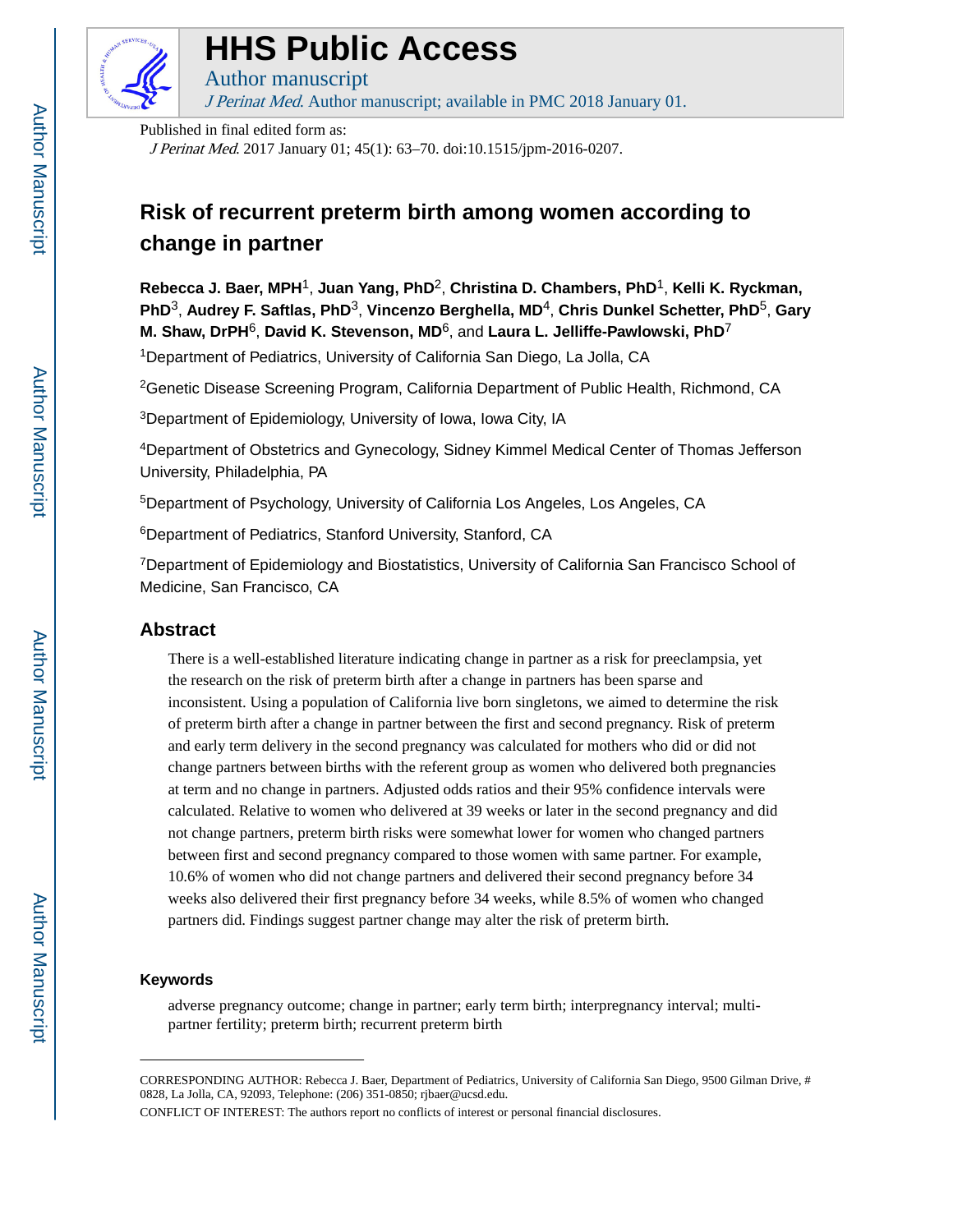# HHS Public Access

Author manuscript

*J Perinat Med*. Author manuscript; available in PMC 2018 January 01.

Published in final edited form as:

*J Perinat Med*. 2017 January 01; 45(1): 63–70. doi:10.1515/jpm-2016-0207.

# Risk of recurrent preterm birth among women according to change in partner

**Rebecca J. Baer, MPH**[1], **Juan Yang, PhD**[2], **Christina D. Chambers, PhD**[1], **Kelli K. Ryckman, PhD**[3], **Audrey F. Saftlas, PhD**[3], **Vincenzo Berghella, MD**[4], **Chris Dunkel Schetter, PhD**[5], **Gary M. Shaw, DrPH**[6], **David K. Stevenson, MD**[6], and **Laura L. Jelliffe-Pawlowski, PhD**[7]

[1]Department of Pediatrics, University of California San Diego, La Jolla, CA

[2]Genetic Disease Screening Program, California Department of Public Health, Richmond, CA

[3]Department of Epidemiology, University of Iowa, Iowa City, IA

[4]Department of Obstetrics and Gynecology, Sidney Kimmel Medical Center of Thomas Jefferson University, Philadelphia, PA

[5]Department of Psychology, University of California Los Angeles, Los Angeles, CA

[6]Department of Pediatrics, Stanford University, Stanford, CA

[7]Department of Epidemiology and Biostatistics, University of California San Francisco School of Medicine, San Francisco, CA

## Abstract

There is a well-established literature indicating change in partner as a risk for preeclampsia, yet the research on the risk of preterm birth after a change in partners has been sparse and inconsistent. Using a population of California live born singletons, we aimed to determine the risk of preterm birth after a change in partner between the first and second pregnancy. Risk of preterm and early term delivery in the second pregnancy was calculated for mothers who did or did not change partners between births with the referent group as women who delivered both pregnancies at term and no change in partners. Adjusted odds ratios and their 95% confidence intervals were calculated. Relative to women who delivered at 39 weeks or later in the second pregnancy and did not change partners, preterm birth risks were somewhat lower for women who changed partners between first and second pregnancy compared to those women with same partner. For example, 10.6% of women who did not change partners and delivered their second pregnancy before 34 weeks also delivered their first pregnancy before 34 weeks, while 8.5% of women who changed partners did. Findings suggest partner change may alter the risk of preterm birth.

### Keywords

adverse pregnancy outcome; change in partner; early term birth; interpregnancy interval; multi-partner fertility; preterm birth; recurrent preterm birth

---

CORRESPONDING AUTHOR: Rebecca J. Baer, Department of Pediatrics, University of California San Diego, 9500 Gilman Drive, # 0828, La Jolla, CA, 92093, Telephone: (206) 351-0850; rjbaer@ucsd.edu.

CONFLICT OF INTEREST: The authors report no conflicts of interest or personal financial disclosures.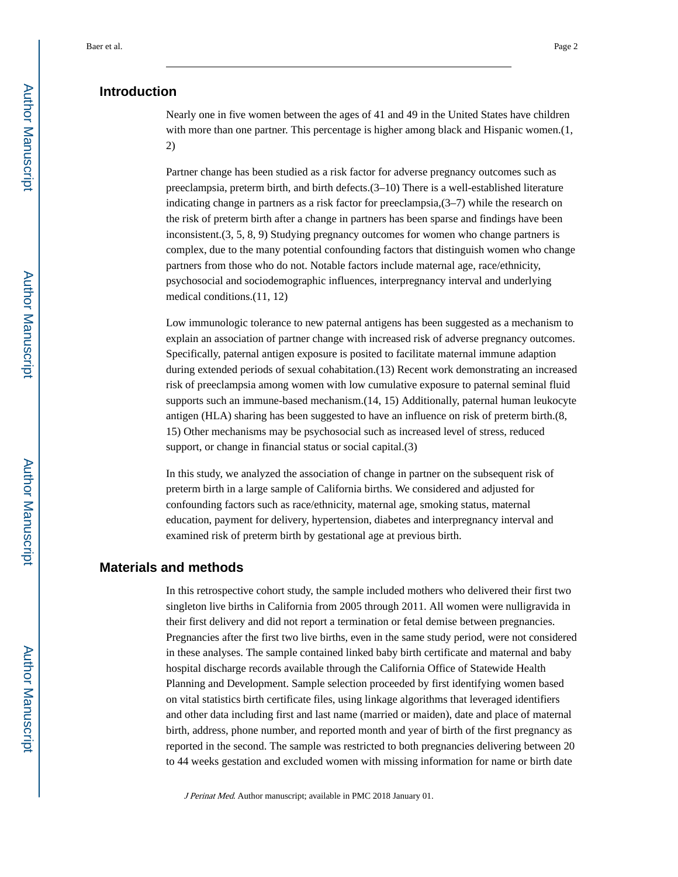## Introduction

Nearly one in five women between the ages of 41 and 49 in the United States have children with more than one partner. This percentage is higher among black and Hispanic women.(1, 2)

Partner change has been studied as a risk factor for adverse pregnancy outcomes such as preeclampsia, preterm birth, and birth defects.(3–10) There is a well-established literature indicating change in partners as a risk factor for preeclampsia,(3–7) while the research on the risk of preterm birth after a change in partners has been sparse and findings have been inconsistent.(3, 5, 8, 9) Studying pregnancy outcomes for women who change partners is complex, due to the many potential confounding factors that distinguish women who change partners from those who do not. Notable factors include maternal age, race/ethnicity, psychosocial and sociodemographic influences, interpregnancy interval and underlying medical conditions.(11, 12)

Low immunologic tolerance to new paternal antigens has been suggested as a mechanism to explain an association of partner change with increased risk of adverse pregnancy outcomes. Specifically, paternal antigen exposure is posited to facilitate maternal immune adaption during extended periods of sexual cohabitation.(13) Recent work demonstrating an increased risk of preeclampsia among women with low cumulative exposure to paternal seminal fluid supports such an immune-based mechanism.(14, 15) Additionally, paternal human leukocyte antigen (HLA) sharing has been suggested to have an influence on risk of preterm birth.(8, 15) Other mechanisms may be psychosocial such as increased level of stress, reduced support, or change in financial status or social capital.(3)

In this study, we analyzed the association of change in partner on the subsequent risk of preterm birth in a large sample of California births. We considered and adjusted for confounding factors such as race/ethnicity, maternal age, smoking status, maternal education, payment for delivery, hypertension, diabetes and interpregnancy interval and examined risk of preterm birth by gestational age at previous birth.

## Materials and methods

In this retrospective cohort study, the sample included mothers who delivered their first two singleton live births in California from 2005 through 2011. All women were nulligravida in their first delivery and did not report a termination or fetal demise between pregnancies. Pregnancies after the first two live births, even in the same study period, were not considered in these analyses. The sample contained linked baby birth certificate and maternal and baby hospital discharge records available through the California Office of Statewide Health Planning and Development. Sample selection proceeded by first identifying women based on vital statistics birth certificate files, using linkage algorithms that leveraged identifiers and other data including first and last name (married or maiden), date and place of maternal birth, address, phone number, and reported month and year of birth of the first pregnancy as reported in the second. The sample was restricted to both pregnancies delivering between 20 to 44 weeks gestation and excluded women with missing information for name or birth date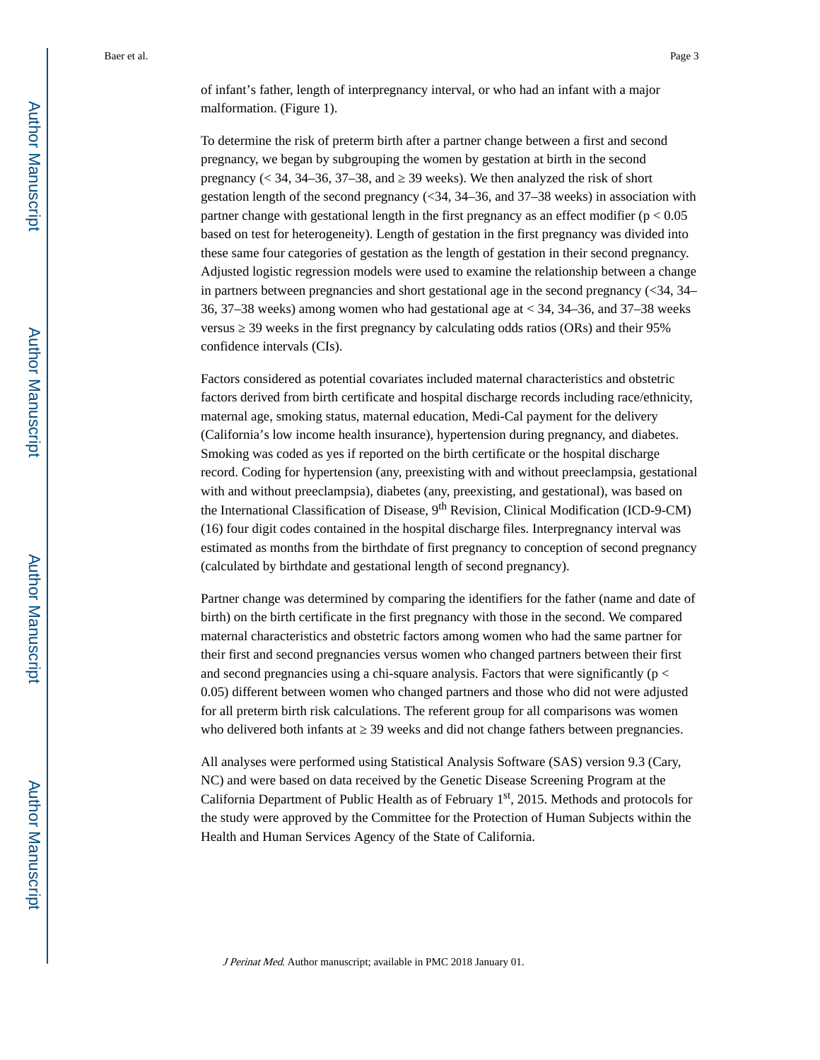of infant's father, length of interpregnancy interval, or who had an infant with a major malformation. (Figure 1).

To determine the risk of preterm birth after a partner change between a first and second pregnancy, we began by subgrouping the women by gestation at birth in the second pregnancy (< 34, 34–36, 37–38, and ≥ 39 weeks). We then analyzed the risk of short gestation length of the second pregnancy (<34, 34–36, and 37–38 weeks) in association with partner change with gestational length in the first pregnancy as an effect modifier ($p < 0.05$ based on test for heterogeneity). Length of gestation in the first pregnancy was divided into these same four categories of gestation as the length of gestation in their second pregnancy. Adjusted logistic regression models were used to examine the relationship between a change in partners between pregnancies and short gestational age in the second pregnancy (<34, 34–36, 37–38 weeks) among women who had gestational age at < 34, 34–36, and 37–38 weeks versus ≥ 39 weeks in the first pregnancy by calculating odds ratios (ORs) and their 95% confidence intervals (CIs).

Factors considered as potential covariates included maternal characteristics and obstetric factors derived from birth certificate and hospital discharge records including race/ethnicity, maternal age, smoking status, maternal education, Medi-Cal payment for the delivery (California's low income health insurance), hypertension during pregnancy, and diabetes. Smoking was coded as yes if reported on the birth certificate or the hospital discharge record. Coding for hypertension (any, preexisting with and without preeclampsia, gestational with and without preeclampsia), diabetes (any, preexisting, and gestational), was based on the International Classification of Disease, 9th Revision, Clinical Modification (ICD-9-CM) (16) four digit codes contained in the hospital discharge files. Interpregnancy interval was estimated as months from the birthdate of first pregnancy to conception of second pregnancy (calculated by birthdate and gestational length of second pregnancy).

Partner change was determined by comparing the identifiers for the father (name and date of birth) on the birth certificate in the first pregnancy with those in the second. We compared maternal characteristics and obstetric factors among women who had the same partner for their first and second pregnancies versus women who changed partners between their first and second pregnancies using a chi-square analysis. Factors that were significantly ($p < 0.05$) different between women who changed partners and those who did not were adjusted for all preterm birth risk calculations. The referent group for all comparisons was women who delivered both infants at ≥ 39 weeks and did not change fathers between pregnancies.

All analyses were performed using Statistical Analysis Software (SAS) version 9.3 (Cary, NC) and were based on data received by the Genetic Disease Screening Program at the California Department of Public Health as of February 1st, 2015. Methods and protocols for the study were approved by the Committee for the Protection of Human Subjects within the Health and Human Services Agency of the State of California.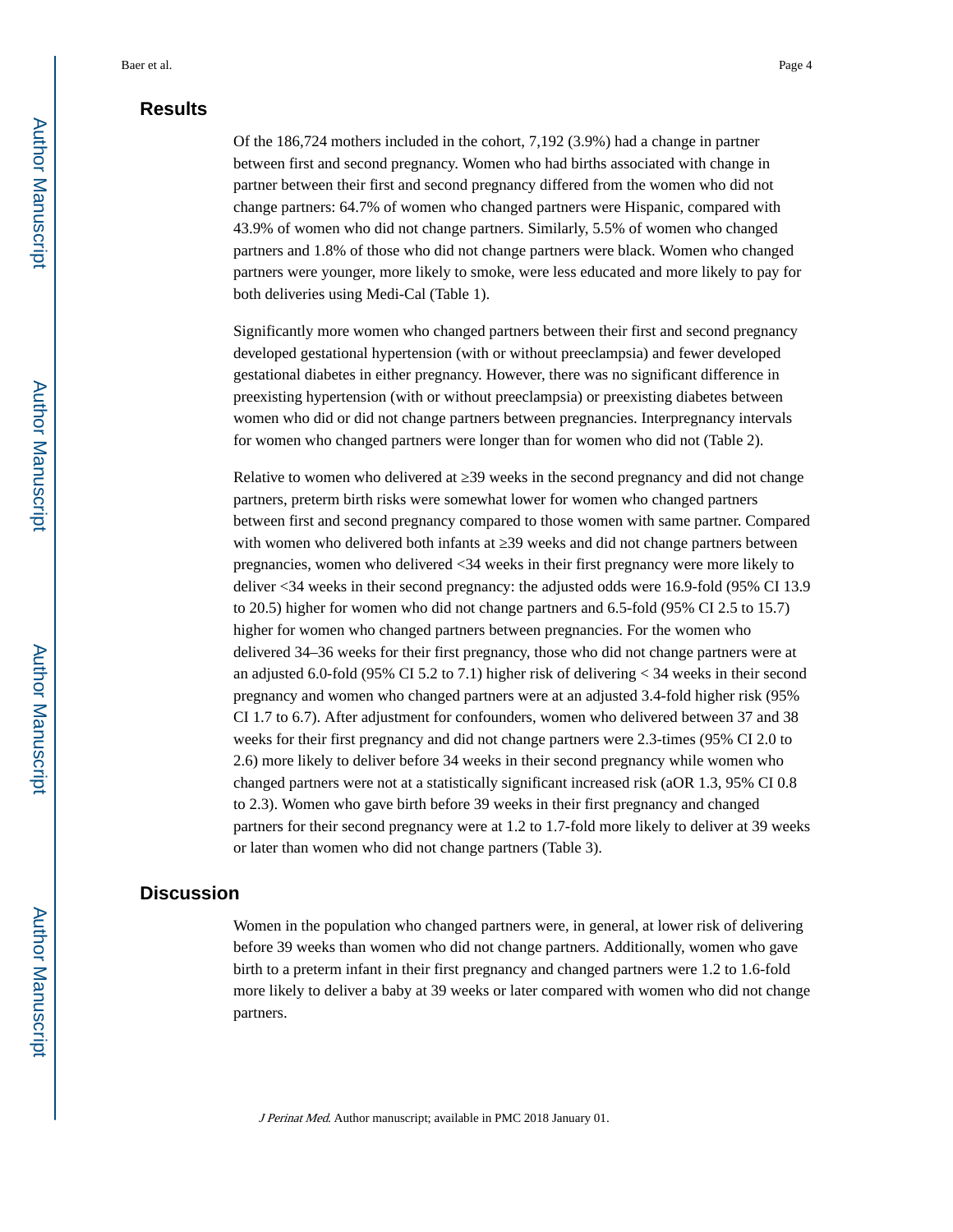## Results

Of the 186,724 mothers included in the cohort, 7,192 (3.9%) had a change in partner between first and second pregnancy. Women who had births associated with change in partner between their first and second pregnancy differed from the women who did not change partners: 64.7% of women who changed partners were Hispanic, compared with 43.9% of women who did not change partners. Similarly, 5.5% of women who changed partners and 1.8% of those who did not change partners were black. Women who changed partners were younger, more likely to smoke, were less educated and more likely to pay for both deliveries using Medi-Cal (Table 1).

Significantly more women who changed partners between their first and second pregnancy developed gestational hypertension (with or without preeclampsia) and fewer developed gestational diabetes in either pregnancy. However, there was no significant difference in preexisting hypertension (with or without preeclampsia) or preexisting diabetes between women who did or did not change partners between pregnancies. Interpregnancy intervals for women who changed partners were longer than for women who did not (Table 2).

Relative to women who delivered at ≥39 weeks in the second pregnancy and did not change partners, preterm birth risks were somewhat lower for women who changed partners between first and second pregnancy compared to those women with same partner. Compared with women who delivered both infants at ≥39 weeks and did not change partners between pregnancies, women who delivered <34 weeks in their first pregnancy were more likely to deliver <34 weeks in their second pregnancy: the adjusted odds were 16.9-fold (95% CI 13.9 to 20.5) higher for women who did not change partners and 6.5-fold (95% CI 2.5 to 15.7) higher for women who changed partners between pregnancies. For the women who delivered 34–36 weeks for their first pregnancy, those who did not change partners were at an adjusted 6.0-fold (95% CI 5.2 to 7.1) higher risk of delivering < 34 weeks in their second pregnancy and women who changed partners were at an adjusted 3.4-fold higher risk (95% CI 1.7 to 6.7). After adjustment for confounders, women who delivered between 37 and 38 weeks for their first pregnancy and did not change partners were 2.3-times (95% CI 2.0 to 2.6) more likely to deliver before 34 weeks in their second pregnancy while women who changed partners were not at a statistically significant increased risk (aOR 1.3, 95% CI 0.8 to 2.3). Women who gave birth before 39 weeks in their first pregnancy and changed partners for their second pregnancy were at 1.2 to 1.7-fold more likely to deliver at 39 weeks or later than women who did not change partners (Table 3).

## Discussion

Women in the population who changed partners were, in general, at lower risk of delivering before 39 weeks than women who did not change partners. Additionally, women who gave birth to a preterm infant in their first pregnancy and changed partners were 1.2 to 1.6-fold more likely to deliver a baby at 39 weeks or later compared with women who did not change partners.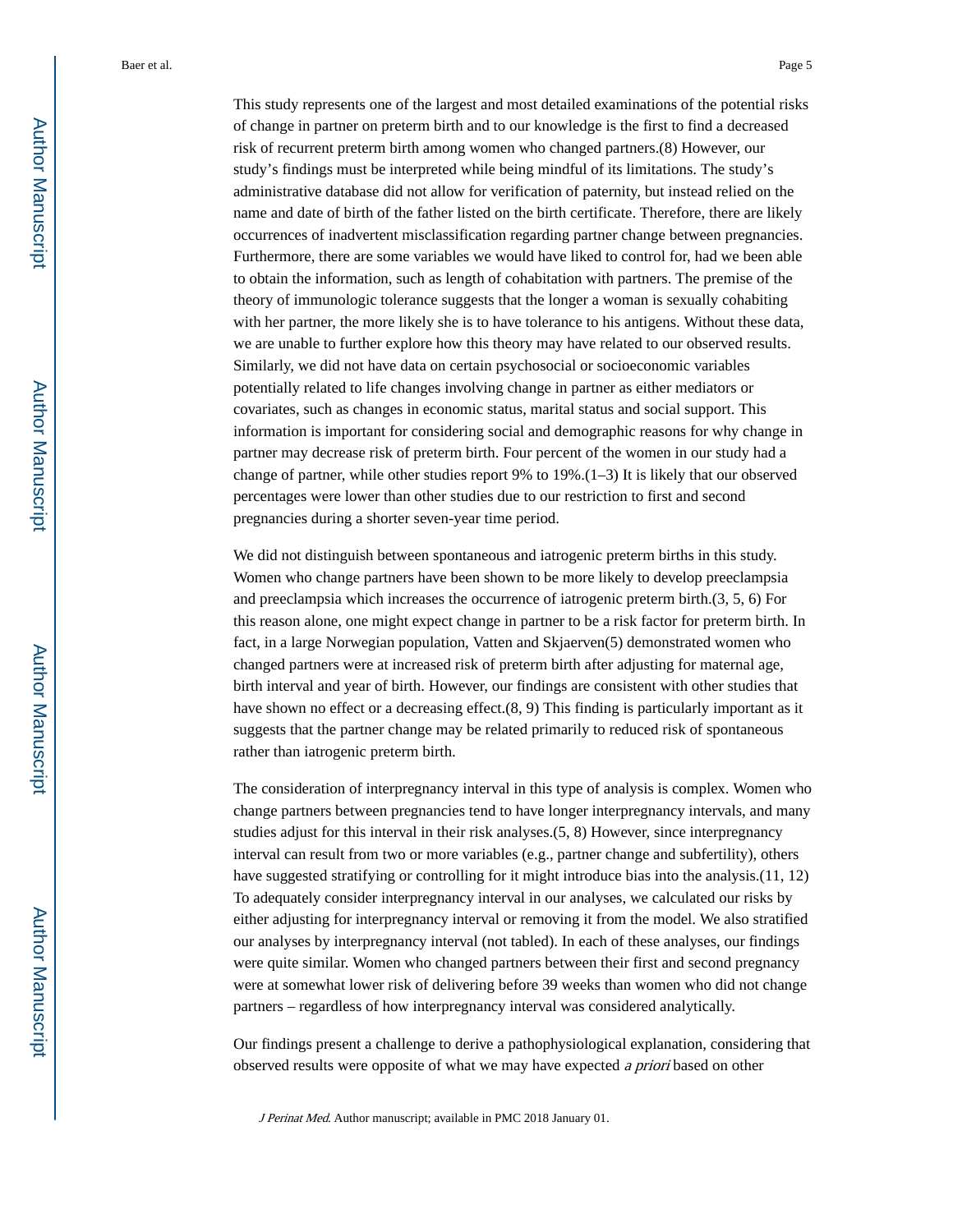This study represents one of the largest and most detailed examinations of the potential risks of change in partner on preterm birth and to our knowledge is the first to find a decreased risk of recurrent preterm birth among women who changed partners.(8) However, our study's findings must be interpreted while being mindful of its limitations. The study's administrative database did not allow for verification of paternity, but instead relied on the name and date of birth of the father listed on the birth certificate. Therefore, there are likely occurrences of inadvertent misclassification regarding partner change between pregnancies. Furthermore, there are some variables we would have liked to control for, had we been able to obtain the information, such as length of cohabitation with partners. The premise of the theory of immunologic tolerance suggests that the longer a woman is sexually cohabiting with her partner, the more likely she is to have tolerance to his antigens. Without these data, we are unable to further explore how this theory may have related to our observed results. Similarly, we did not have data on certain psychosocial or socioeconomic variables potentially related to life changes involving change in partner as either mediators or covariates, such as changes in economic status, marital status and social support. This information is important for considering social and demographic reasons for why change in partner may decrease risk of preterm birth. Four percent of the women in our study had a change of partner, while other studies report 9% to 19%.(1–3) It is likely that our observed percentages were lower than other studies due to our restriction to first and second pregnancies during a shorter seven-year time period.

We did not distinguish between spontaneous and iatrogenic preterm births in this study. Women who change partners have been shown to be more likely to develop preeclampsia and preeclampsia which increases the occurrence of iatrogenic preterm birth.(3, 5, 6) For this reason alone, one might expect change in partner to be a risk factor for preterm birth. In fact, in a large Norwegian population, Vatten and Skjaerven(5) demonstrated women who changed partners were at increased risk of preterm birth after adjusting for maternal age, birth interval and year of birth. However, our findings are consistent with other studies that have shown no effect or a decreasing effect.(8, 9) This finding is particularly important as it suggests that the partner change may be related primarily to reduced risk of spontaneous rather than iatrogenic preterm birth.

The consideration of interpregnancy interval in this type of analysis is complex. Women who change partners between pregnancies tend to have longer interpregnancy intervals, and many studies adjust for this interval in their risk analyses.(5, 8) However, since interpregnancy interval can result from two or more variables (e.g., partner change and subfertility), others have suggested stratifying or controlling for it might introduce bias into the analysis.(11, 12) To adequately consider interpregnancy interval in our analyses, we calculated our risks by either adjusting for interpregnancy interval or removing it from the model. We also stratified our analyses by interpregnancy interval (not tabled). In each of these analyses, our findings were quite similar. Women who changed partners between their first and second pregnancy were at somewhat lower risk of delivering before 39 weeks than women who did not change partners – regardless of how interpregnancy interval was considered analytically.

Our findings present a challenge to derive a pathophysiological explanation, considering that observed results were opposite of what we may have expected *a priori* based on other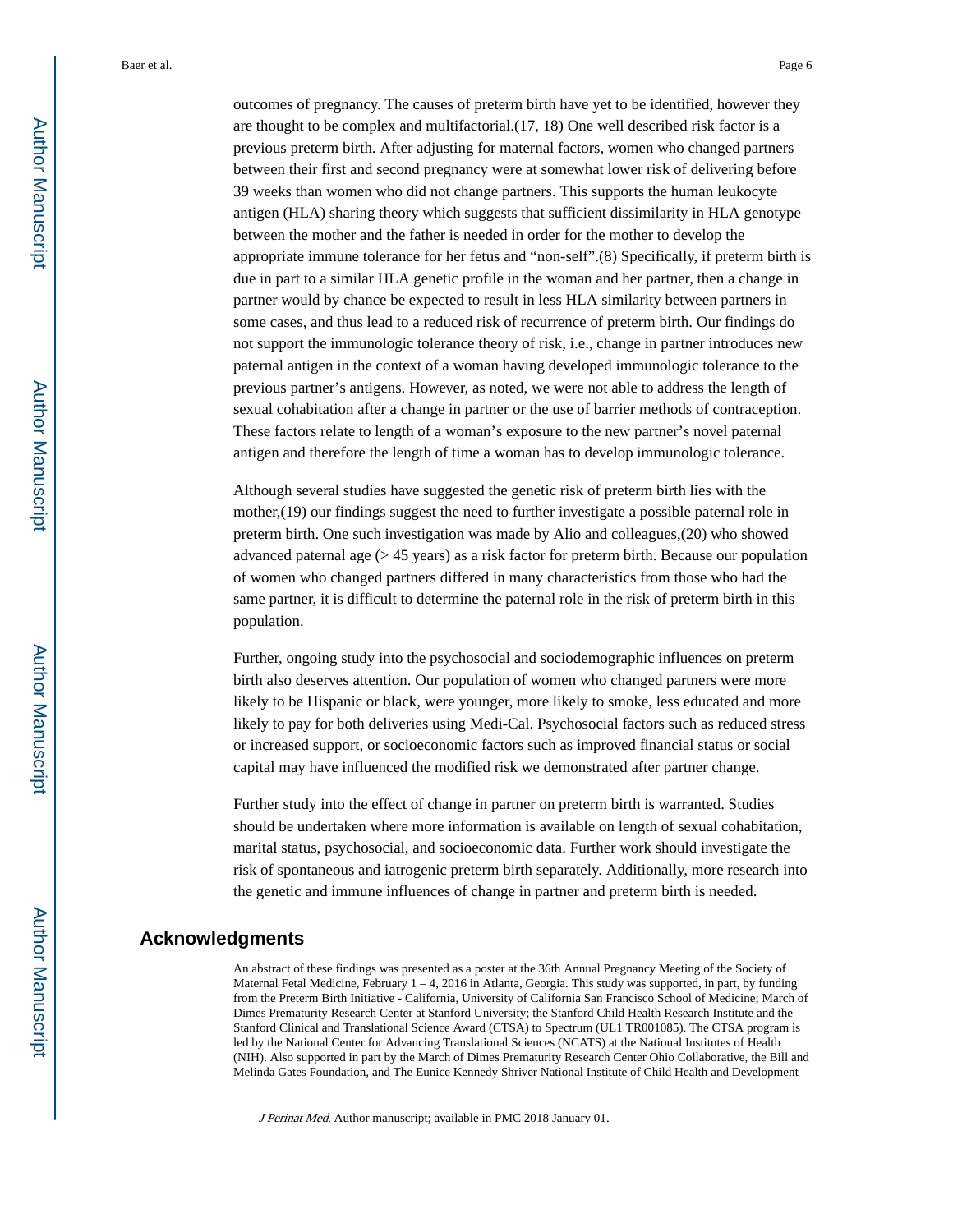outcomes of pregnancy. The causes of preterm birth have yet to be identified, however they are thought to be complex and multifactorial.(17, 18) One well described risk factor is a previous preterm birth. After adjusting for maternal factors, women who changed partners between their first and second pregnancy were at somewhat lower risk of delivering before 39 weeks than women who did not change partners. This supports the human leukocyte antigen (HLA) sharing theory which suggests that sufficient dissimilarity in HLA genotype between the mother and the father is needed in order for the mother to develop the appropriate immune tolerance for her fetus and "non-self".(8) Specifically, if preterm birth is due in part to a similar HLA genetic profile in the woman and her partner, then a change in partner would by chance be expected to result in less HLA similarity between partners in some cases, and thus lead to a reduced risk of recurrence of preterm birth. Our findings do not support the immunologic tolerance theory of risk, i.e., change in partner introduces new paternal antigen in the context of a woman having developed immunologic tolerance to the previous partner's antigens. However, as noted, we were not able to address the length of sexual cohabitation after a change in partner or the use of barrier methods of contraception. These factors relate to length of a woman's exposure to the new partner's novel paternal antigen and therefore the length of time a woman has to develop immunologic tolerance.

Although several studies have suggested the genetic risk of preterm birth lies with the mother,(19) our findings suggest the need to further investigate a possible paternal role in preterm birth. One such investigation was made by Alio and colleagues,(20) who showed advanced paternal age (> 45 years) as a risk factor for preterm birth. Because our population of women who changed partners differed in many characteristics from those who had the same partner, it is difficult to determine the paternal role in the risk of preterm birth in this population.

Further, ongoing study into the psychosocial and sociodemographic influences on preterm birth also deserves attention. Our population of women who changed partners were more likely to be Hispanic or black, were younger, more likely to smoke, less educated and more likely to pay for both deliveries using Medi-Cal. Psychosocial factors such as reduced stress or increased support, or socioeconomic factors such as improved financial status or social capital may have influenced the modified risk we demonstrated after partner change.

Further study into the effect of change in partner on preterm birth is warranted. Studies should be undertaken where more information is available on length of sexual cohabitation, marital status, psychosocial, and socioeconomic data. Further work should investigate the risk of spontaneous and iatrogenic preterm birth separately. Additionally, more research into the genetic and immune influences of change in partner and preterm birth is needed.

## Acknowledgments

An abstract of these findings was presented as a poster at the 36th Annual Pregnancy Meeting of the Society of Maternal Fetal Medicine, February 1 – 4, 2016 in Atlanta, Georgia. This study was supported, in part, by funding from the Preterm Birth Initiative - California, University of California San Francisco School of Medicine; March of Dimes Prematurity Research Center at Stanford University; the Stanford Child Health Research Institute and the Stanford Clinical and Translational Science Award (CTSA) to Spectrum (UL1 TR001085). The CTSA program is led by the National Center for Advancing Translational Sciences (NCATS) at the National Institutes of Health (NIH). Also supported in part by the March of Dimes Prematurity Research Center Ohio Collaborative, the Bill and Melinda Gates Foundation, and The Eunice Kennedy Shriver National Institute of Child Health and Development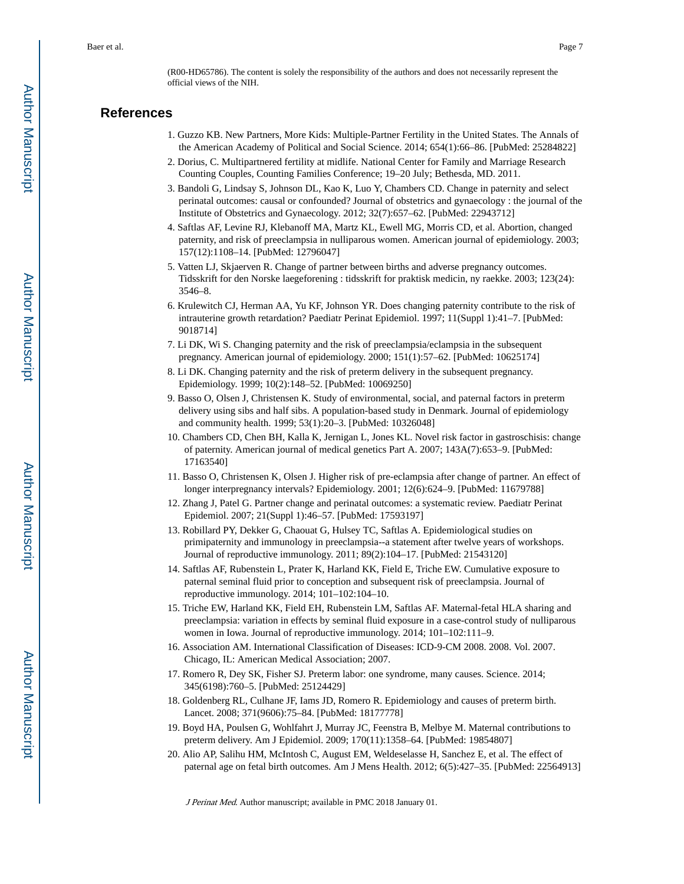(R00-HD65786). The content is solely the responsibility of the authors and does not necessarily represent the official views of the NIH.

## References

1. Guzzo KB. New Partners, More Kids: Multiple-Partner Fertility in the United States. The Annals of the American Academy of Political and Social Science. 2014; 654(1):66–86. [PubMed: 25284822]
2. Dorius, C. Multipartnered fertility at midlife. National Center for Family and Marriage Research Counting Couples, Counting Families Conference; 19–20 July; Bethesda, MD. 2011.
3. Bandoli G, Lindsay S, Johnson DL, Kao K, Luo Y, Chambers CD. Change in paternity and select perinatal outcomes: causal or confounded? Journal of obstetrics and gynaecology : the journal of the Institute of Obstetrics and Gynaecology. 2012; 32(7):657–62. [PubMed: 22943712]
4. Saftlas AF, Levine RJ, Klebanoff MA, Martz KL, Ewell MG, Morris CD, et al. Abortion, changed paternity, and risk of preeclampsia in nulliparous women. American journal of epidemiology. 2003; 157(12):1108–14. [PubMed: 12796047]
5. Vatten LJ, Skjaerven R. Change of partner between births and adverse pregnancy outcomes. Tidsskrift for den Norske laegeforening : tidsskrift for praktisk medicin, ny raekke. 2003; 123(24): 3546–8.
6. Krulewitch CJ, Herman AA, Yu KF, Johnson YR. Does changing paternity contribute to the risk of intrauterine growth retardation? Paediatr Perinat Epidemiol. 1997; 11(Suppl 1):41–7. [PubMed: 9018714]
7. Li DK, Wi S. Changing paternity and the risk of preeclampsia/eclampsia in the subsequent pregnancy. American journal of epidemiology. 2000; 151(1):57–62. [PubMed: 10625174]
8. Li DK. Changing paternity and the risk of preterm delivery in the subsequent pregnancy. Epidemiology. 1999; 10(2):148–52. [PubMed: 10069250]
9. Basso O, Olsen J, Christensen K. Study of environmental, social, and paternal factors in preterm delivery using sibs and half sibs. A population-based study in Denmark. Journal of epidemiology and community health. 1999; 53(1):20–3. [PubMed: 10326048]
10. Chambers CD, Chen BH, Kalla K, Jernigan L, Jones KL. Novel risk factor in gastroschisis: change of paternity. American journal of medical genetics Part A. 2007; 143A(7):653–9. [PubMed: 17163540]
11. Basso O, Christensen K, Olsen J. Higher risk of pre-eclampsia after change of partner. An effect of longer interpregnancy intervals? Epidemiology. 2001; 12(6):624–9. [PubMed: 11679788]
12. Zhang J, Patel G. Partner change and perinatal outcomes: a systematic review. Paediatr Perinat Epidemiol. 2007; 21(Suppl 1):46–57. [PubMed: 17593197]
13. Robillard PY, Dekker G, Chaouat G, Hulsey TC, Saftlas A. Epidemiological studies on primipaternity and immunology in preeclampsia--a statement after twelve years of workshops. Journal of reproductive immunology. 2011; 89(2):104–17. [PubMed: 21543120]
14. Saftlas AF, Rubenstein L, Prater K, Harland KK, Field E, Triche EW. Cumulative exposure to paternal seminal fluid prior to conception and subsequent risk of preeclampsia. Journal of reproductive immunology. 2014; 101–102:104–10.
15. Triche EW, Harland KK, Field EH, Rubenstein LM, Saftlas AF. Maternal-fetal HLA sharing and preeclampsia: variation in effects by seminal fluid exposure in a case-control study of nulliparous women in Iowa. Journal of reproductive immunology. 2014; 101–102:111–9.
16. Association AM. International Classification of Diseases: ICD-9-CM 2008. 2008. Vol. 2007. Chicago, IL: American Medical Association; 2007.
17. Romero R, Dey SK, Fisher SJ. Preterm labor: one syndrome, many causes. Science. 2014; 345(6198):760–5. [PubMed: 25124429]
18. Goldenberg RL, Culhane JF, Iams JD, Romero R. Epidemiology and causes of preterm birth. Lancet. 2008; 371(9606):75–84. [PubMed: 18177778]
19. Boyd HA, Poulsen G, Wohlfahrt J, Murray JC, Feenstra B, Melbye M. Maternal contributions to preterm delivery. Am J Epidemiol. 2009; 170(11):1358–64. [PubMed: 19854807]
20. Alio AP, Salihu HM, McIntosh C, August EM, Weldeselasse H, Sanchez E, et al. The effect of paternal age on fetal birth outcomes. Am J Mens Health. 2012; 6(5):427–35. [PubMed: 22564913]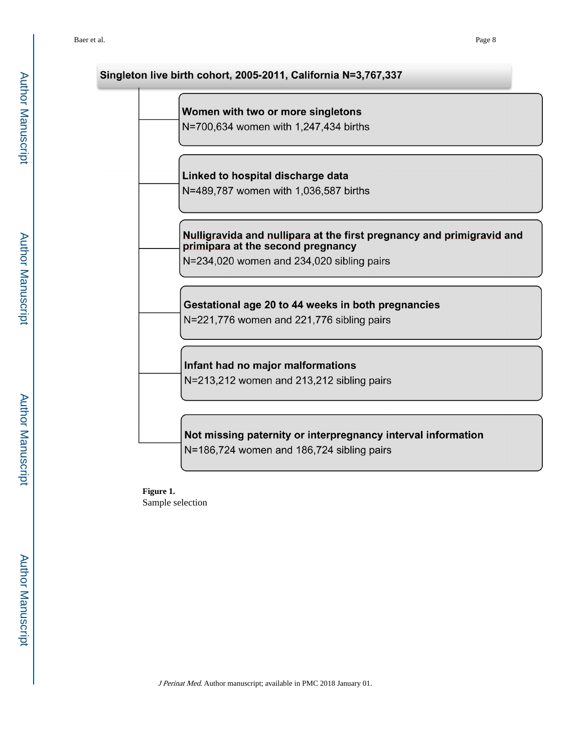Singleton live birth cohort, 2005-2011, California N=3,767,337

**Women with two or more singletons**
N=700,634 women with 1,247,434 births

**Linked to hospital discharge data**
N=489,787 women with 1,036,587 births

**Nulligravida and nullipara at the first pregnancy and primigravid and primipara at the second pregnancy**
N=234,020 women and 234,020 sibling pairs

**Gestational age 20 to 44 weeks in both pregnancies**
N=221,776 women and 221,776 sibling pairs

**Infant had no major malformations**
N=213,212 women and 213,212 sibling pairs

**Not missing paternity or interpregnancy interval information**
N=186,724 women and 186,724 sibling pairs

**Figure 1.**
Sample selection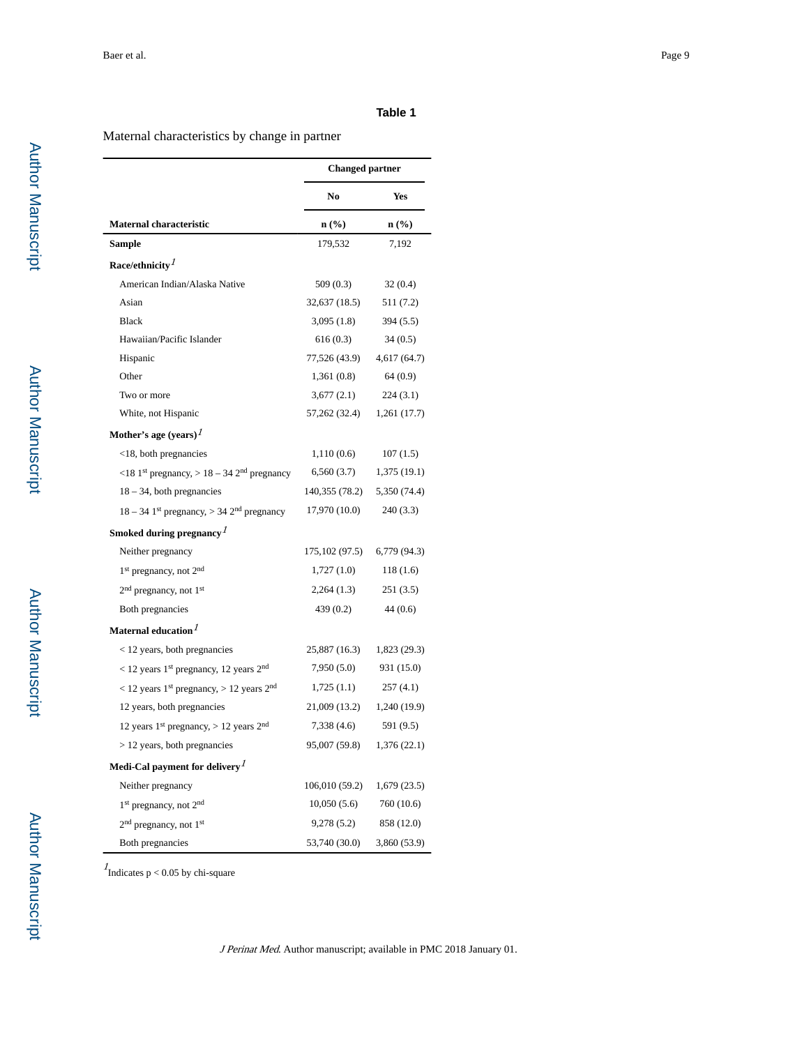**Table 1**

Maternal characteristics by change in partner

| | Changed partner | |
|---|---|---|
| | No | Yes |
| **Maternal characteristic** | **n (%)** | **n (%)** |
| **Sample** | 179,532 | 7,192 |
| **Race/ethnicity**[1] | | |
| American Indian/Alaska Native | 509 (0.3) | 32 (0.4) |
| Asian | 32,637 (18.5) | 511 (7.2) |
| Black | 3,095 (1.8) | 394 (5.5) |
| Hawaiian/Pacific Islander | 616 (0.3) | 34 (0.5) |
| Hispanic | 77,526 (43.9) | 4,617 (64.7) |
| Other | 1,361 (0.8) | 64 (0.9) |
| Two or more | 3,677 (2.1) | 224 (3.1) |
| White, not Hispanic | 57,262 (32.4) | 1,261 (17.7) |
| **Mother's age (years)**[1] | | |
| <18, both pregnancies | 1,110 (0.6) | 107 (1.5) |
| <18 1st pregnancy, > 18 – 34 2nd pregnancy | 6,560 (3.7) | 1,375 (19.1) |
| 18 – 34, both pregnancies | 140,355 (78.2) | 5,350 (74.4) |
| 18 – 34 1st pregnancy, > 34 2nd pregnancy | 17,970 (10.0) | 240 (3.3) |
| **Smoked during pregnancy**[1] | | |
| Neither pregnancy | 175,102 (97.5) | 6,779 (94.3) |
| 1st pregnancy, not 2nd | 1,727 (1.0) | 118 (1.6) |
| 2nd pregnancy, not 1st | 2,264 (1.3) | 251 (3.5) |
| Both pregnancies | 439 (0.2) | 44 (0.6) |
| **Maternal education**[1] | | |
| < 12 years, both pregnancies | 25,887 (16.3) | 1,823 (29.3) |
| < 12 years 1st pregnancy, 12 years 2nd | 7,950 (5.0) | 931 (15.0) |
| < 12 years 1st pregnancy, > 12 years 2nd | 1,725 (1.1) | 257 (4.1) |
| 12 years, both pregnancies | 21,009 (13.2) | 1,240 (19.9) |
| 12 years 1st pregnancy, > 12 years 2nd | 7,338 (4.6) | 591 (9.5) |
| > 12 years, both pregnancies | 95,007 (59.8) | 1,376 (22.1) |
| **Medi-Cal payment for delivery**[1] | | |
| Neither pregnancy | 106,010 (59.2) | 1,679 (23.5) |
| 1st pregnancy, not 2nd | 10,050 (5.6) | 760 (10.6) |
| 2nd pregnancy, not 1st | 9,278 (5.2) | 858 (12.0) |
| Both pregnancies | 53,740 (30.0) | 3,860 (53.9) |

[1] Indicates $p < 0.05$ by chi-square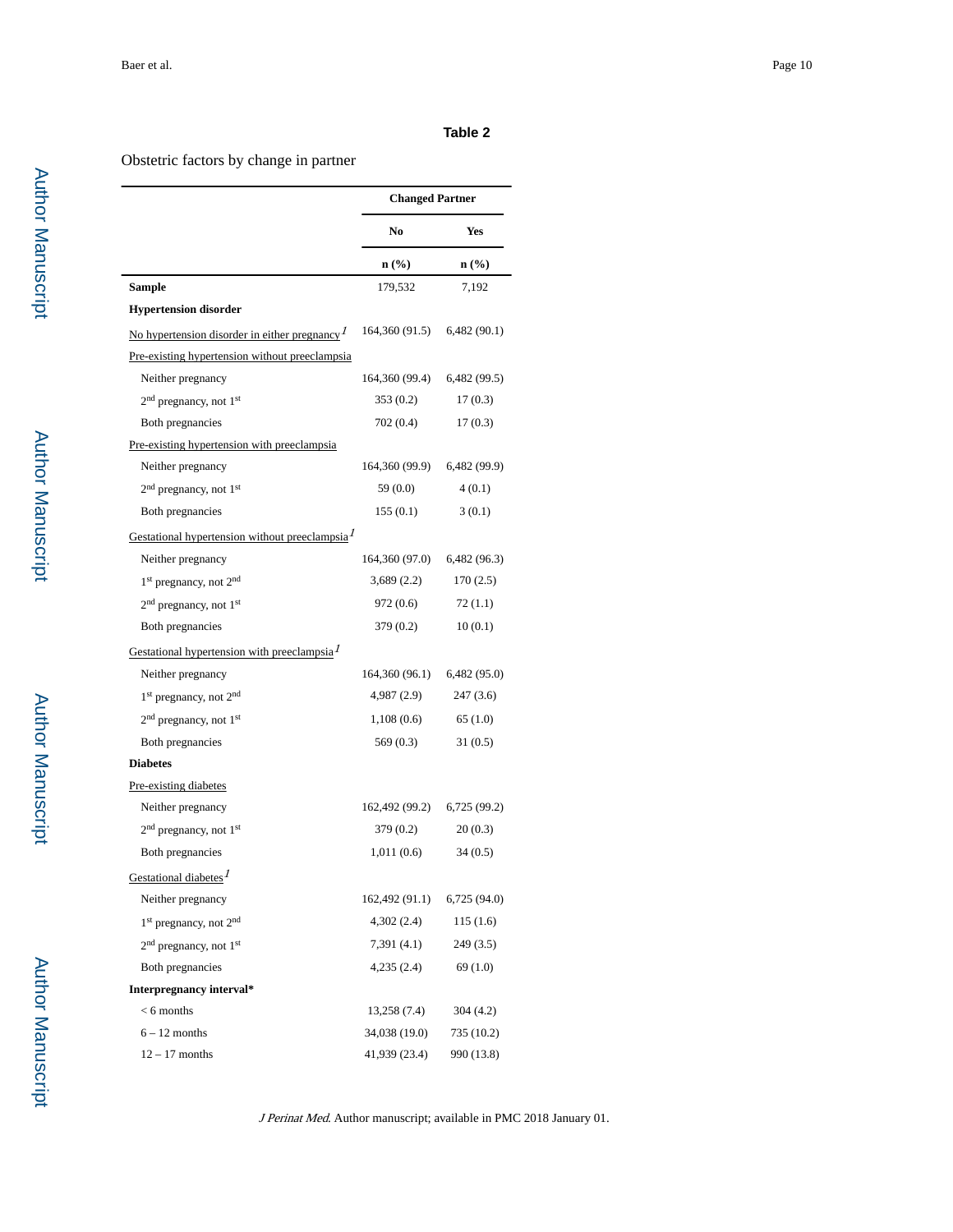**Table 2**

Obstetric factors by change in partner

| | Changed Partner | |
|---|---|---|
| | No | Yes |
| | n (%) | n (%) |
| **Sample** | 179,532 | 7,192 |
| **Hypertension disorder** | | |
| No hypertension disorder in either pregnancy[1] | 164,360 (91.5) | 6,482 (90.1) |
| Pre-existing hypertension without preeclampsia | | |
| Neither pregnancy | 164,360 (99.4) | 6,482 (99.5) |
| 2nd pregnancy, not 1st | 353 (0.2) | 17 (0.3) |
| Both pregnancies | 702 (0.4) | 17 (0.3) |
| Pre-existing hypertension with preeclampsia | | |
| Neither pregnancy | 164,360 (99.9) | 6,482 (99.9) |
| 2nd pregnancy, not 1st | 59 (0.0) | 4 (0.1) |
| Both pregnancies | 155 (0.1) | 3 (0.1) |
| Gestational hypertension without preeclampsia[1] | | |
| Neither pregnancy | 164,360 (97.0) | 6,482 (96.3) |
| 1st pregnancy, not 2nd | 3,689 (2.2) | 170 (2.5) |
| 2nd pregnancy, not 1st | 972 (0.6) | 72 (1.1) |
| Both pregnancies | 379 (0.2) | 10 (0.1) |
| Gestational hypertension with preeclampsia[1] | | |
| Neither pregnancy | 164,360 (96.1) | 6,482 (95.0) |
| 1st pregnancy, not 2nd | 4,987 (2.9) | 247 (3.6) |
| 2nd pregnancy, not 1st | 1,108 (0.6) | 65 (1.0) |
| Both pregnancies | 569 (0.3) | 31 (0.5) |
| **Diabetes** | | |
| Pre-existing diabetes | | |
| Neither pregnancy | 162,492 (99.2) | 6,725 (99.2) |
| 2nd pregnancy, not 1st | 379 (0.2) | 20 (0.3) |
| Both pregnancies | 1,011 (0.6) | 34 (0.5) |
| Gestational diabetes[1] | | |
| Neither pregnancy | 162,492 (91.1) | 6,725 (94.0) |
| 1st pregnancy, not 2nd | 4,302 (2.4) | 115 (1.6) |
| 2nd pregnancy, not 1st | 7,391 (4.1) | 249 (3.5) |
| Both pregnancies | 4,235 (2.4) | 69 (1.0) |
| **Interpregnancy interval*** | | |
| < 6 months | 13,258 (7.4) | 304 (4.2) |
| 6 – 12 months | 34,038 (19.0) | 735 (10.2) |
| 12 – 17 months | 41,939 (23.4) | 990 (13.8) |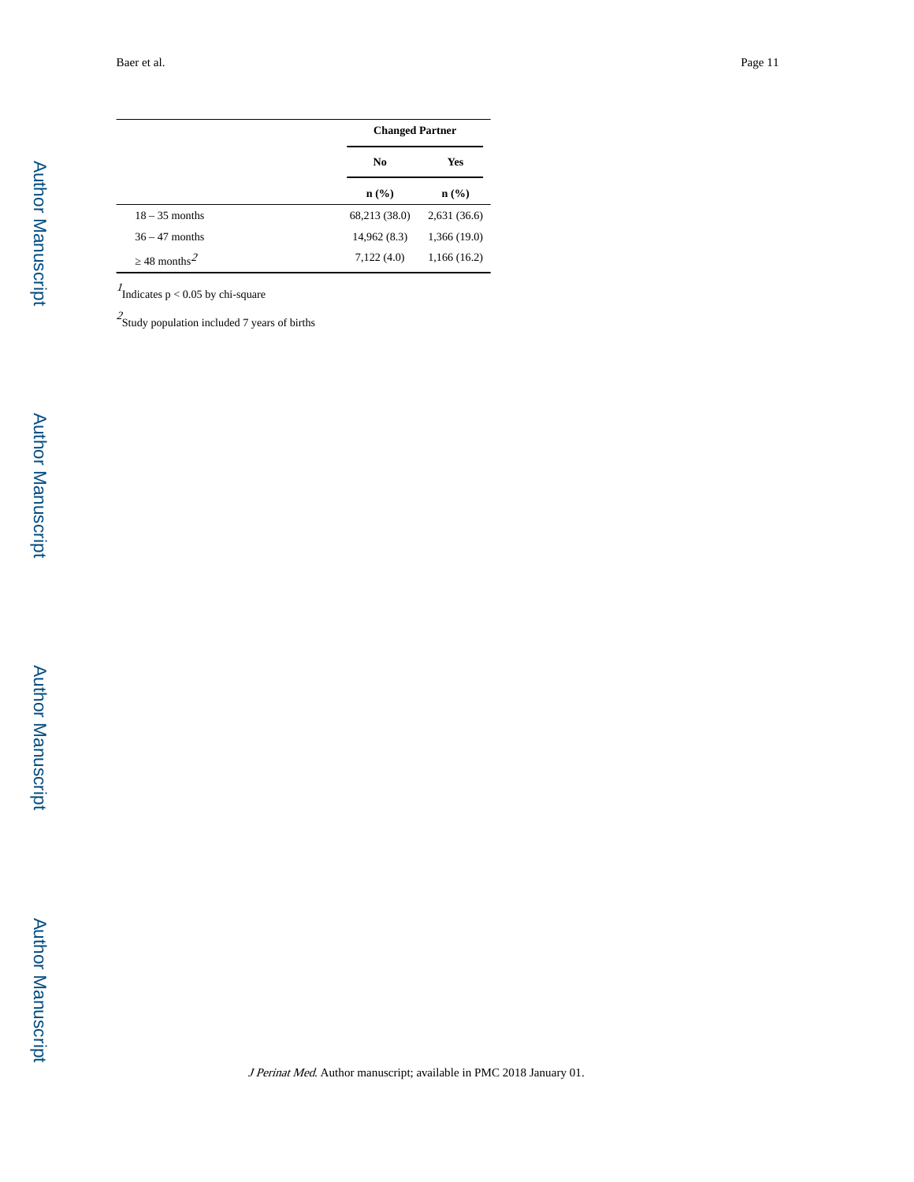| | Changed Partner | |
|---|---|---|
| | No | Yes |
| | n (%) | n (%) |
| 18 – 35 months | 68,213 (38.0) | 2,631 (36.6) |
| 36 – 47 months | 14,962 (8.3) | 1,366 (19.0) |
| ≥ 48 months[2] | 7,122 (4.0) | 1,166 (16.2) |

[1]Indicates $p < 0.05$ by chi-square

[2]Study population included 7 years of births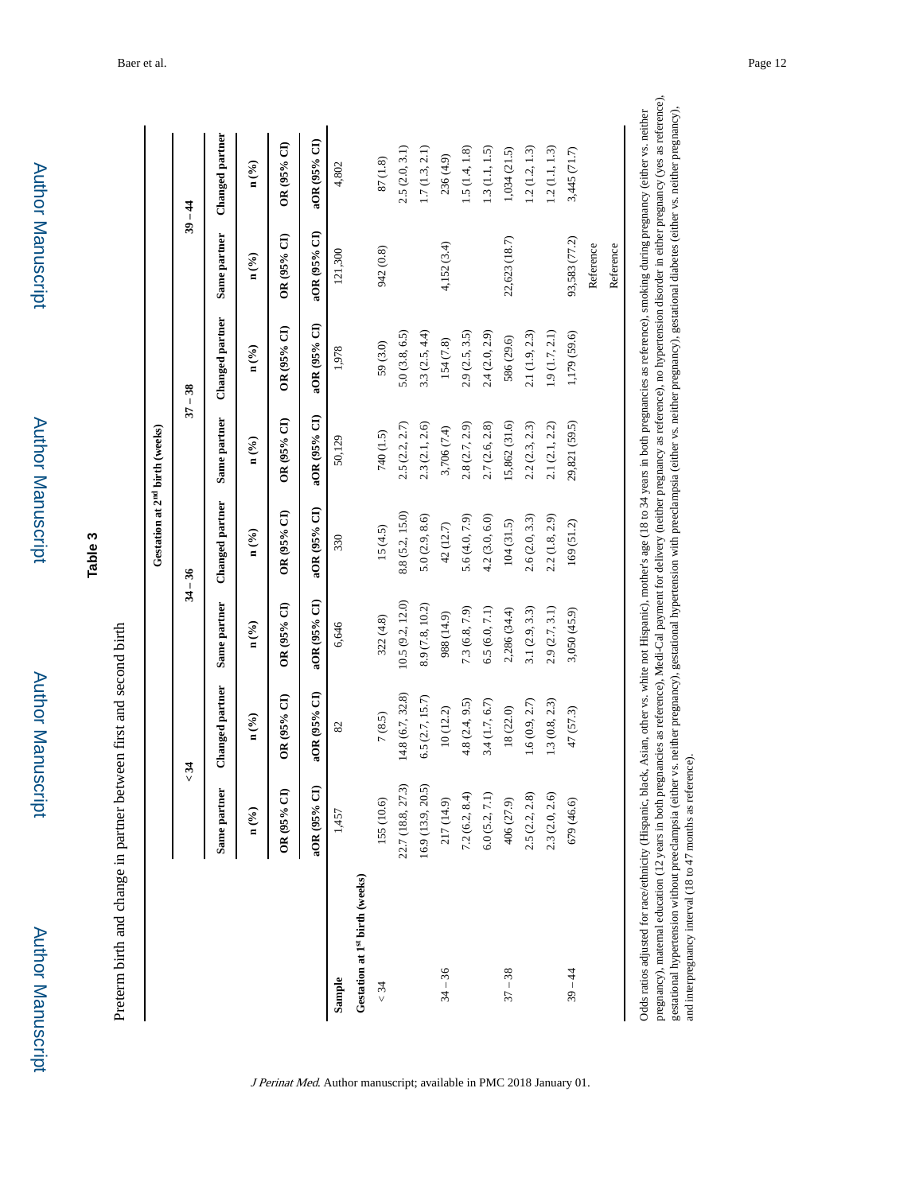## Table 3

Preterm birth and change in partner between first and second birth

| | Gestation at 2nd birth (weeks) | | | | | | | |
|---|---|---|---|---|---|---|---|---|
| | < 34 | | 34 – 36 | | 37 – 38 | | 39 – 44 | |
| | Same partner | Changed partner | Same partner | Changed partner | Same partner | Changed partner | Same partner | Changed partner |
| | n (%) | n (%) | n (%) | n (%) | n (%) | n (%) | n (%) | n (%) |
| | OR (95% CI) | OR (95% CI) | OR (95% CI) | OR (95% CI) | OR (95% CI) | OR (95% CI) | OR (95% CI) | OR (95% CI) |
| | aOR (95% CI) | aOR (95% CI) | aOR (95% CI) | aOR (95% CI) | aOR (95% CI) | aOR (95% CI) | aOR (95% CI) | aOR (95% CI) |
| **Sample** | 1,457 | 82 | 6,646 | 330 | 50,129 | 1,978 | 121,300 | 4,802 |
| **Gestation at 1st birth (weeks)** | | | | | | | | |
| < 34 | 155 (10.6) | 7 (8.5) | 322 (4.8) | 15 (4.5) | 740 (1.5) | 59 (3.0) | 942 (0.8) | 87 (1.8) |
| | 22.7 (18.8, 27.3) | 14.8 (6.7, 32.8) | 10.5 (9.2, 12.0) | 8.8 (5.2, 15.0) | 2.5 (2.2, 2.7) | 5.0 (3.8, 6.5) | | 2.5 (2.0, 3.1) |
| | 16.9 (13.9, 20.5) | 6.5 (2.7, 15.7) | 8.9 (7.8, 10.2) | 5.0 (2.9, 8.6) | 2.3 (2.1, 2.6) | 3.3 (2.5, 4.4) | | 1.7 (1.3, 2.1) |
| 34 – 36 | 217 (14.9) | 10 (12.2) | 988 (14.9) | 42 (12.7) | 3,706 (7.4) | 154 (7.8) | 4,152 (3.4) | 236 (4.9) |
| | 7.2 (6.2, 8.4) | 4.8 (2.4, 9.5) | 7.3 (6.8, 7.9) | 5.6 (4.0, 7.9) | 2.8 (2.7, 2.9) | 2.9 (2.5, 3.5) | | 1.5 (1.4, 1.8) |
| | 6.0 (5.2, 7.1) | 3.4 (1.7, 6.7) | 6.5 (6.0, 7.1) | 4.2 (3.0, 6.0) | 2.7 (2.6, 2.8) | 2.4 (2.0, 2.9) | | 1.3 (1.1, 1.5) |
| 37 – 38 | 406 (27.9) | 18 (22.0) | 2,286 (34.4) | 104 (31.5) | 15,862 (31.6) | 586 (29.6) | 22,623 (18.7) | 1,034 (21.5) |
| | 2.5 (2.2, 2.8) | 1.6 (0.9, 2.7) | 3.1 (2.9, 3.3) | 2.6 (2.0, 3.3) | 2.2 (2.3, 2.3) | 2.1 (1.9, 2.3) | | 1.2 (1.2, 1.3) |
| | 2.3 (2.0, 2.6) | 1.3 (0.8, 2.3) | 2.9 (2.7, 3.1) | 2.2 (1.8, 2.9) | 2.1 (2.1, 2.2) | 1.9 (1.7, 2.1) | | 1.2 (1.1, 1.3) |
| 39 – 44 | 679 (46.6) | 47 (57.3) | 3,050 (45.9) | 169 (51.2) | 29,821 (59.5) | 1,179 (59.6) | 93,583 (77.2) | 3,445 (71.7) |
| | | | | | | | Reference | |
| | | | | | | | Reference | |

Odds ratios adjusted for race/ethnicity (Hispanic, black, Asian, other vs. white not Hispanic), mother's age (18 to 34 years in both pregnancies as reference), smoking during pregnancy (either vs. neither pregnancy), maternal education (12 years in both pregnancies as reference), Medi-Cal payment for delivery (neither pregnancy as reference), no hypertension disorder in either pregnancy (yes as reference), gestational hypertension without preeclampsia (either vs. neither pregnancy), gestational hypertension with preeclampsia (either vs. neither pregnancy), gestational diabetes (either vs. neither pregnancy), and interpregnancy interval (18 to 47 months as reference).